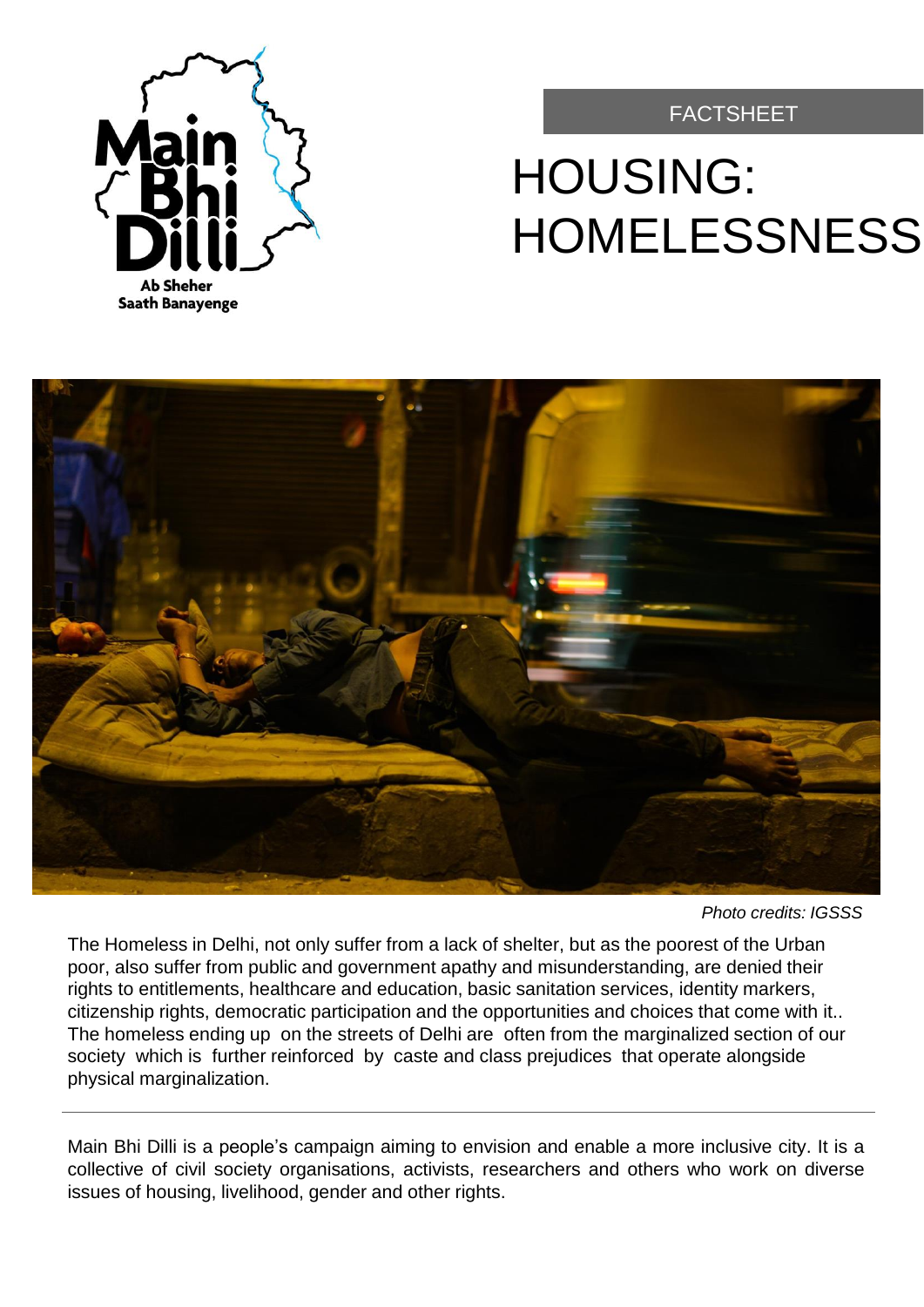Main Bhi Dilli
Ab Sheher Saath Banayenge

FACTSHEET

# HOUSING: HOMELESSNESS

*Photo credits: IGSSS*

The Homeless in Delhi, not only suffer from a lack of shelter, but as the poorest of the Urban poor, also suffer from public and government apathy and misunderstanding, are denied their rights to entitlements, healthcare and education, basic sanitation services, identity markers, citizenship rights, democratic participation and the opportunities and choices that come with it.. The homeless ending up on the streets of Delhi are often from the marginalized section of our society which is further reinforced by caste and class prejudices that operate alongside physical marginalization.

---

Main Bhi Dilli is a people's campaign aiming to envision and enable a more inclusive city. It is a collective of civil society organisations, activists, researchers and others who work on diverse issues of housing, livelihood, gender and other rights.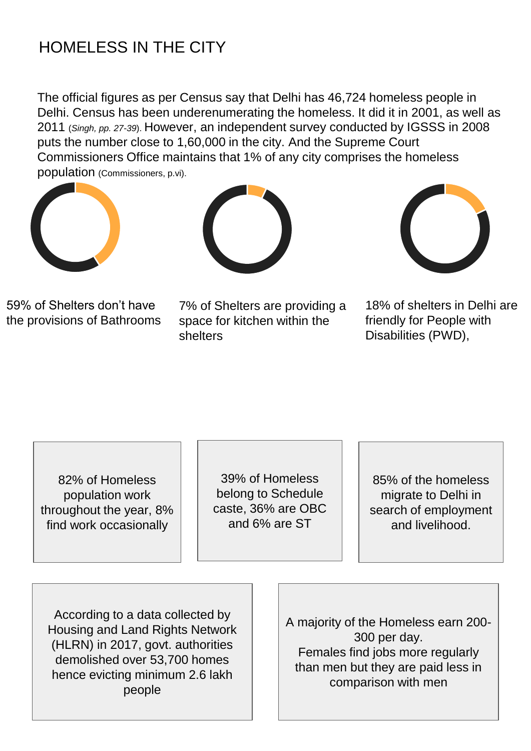# HOMELESS IN THE CITY

The official figures as per Census say that Delhi has 46,724 homeless people in Delhi. Census has been underenumerating the homeless. It did it in 2001, as well as 2011 (*Singh, pp. 27-39*). However, an independent survey conducted by IGSSS in 2008 puts the number close to 1,60,000 in the city. And the Supreme Court Commissioners Office maintains that 1% of any city comprises the homeless population (Commissioners, p.vi).

59% of Shelters don't have the provisions of Bathrooms

7% of Shelters are providing a space for kitchen within the shelters

18% of shelters in Delhi are friendly for People with Disabilities (PWD),

82% of Homeless population work throughout the year, 8% find work occasionally

39% of Homeless belong to Schedule caste, 36% are OBC and 6% are ST

85% of the homeless migrate to Delhi in search of employment and livelihood.

According to a data collected by Housing and Land Rights Network (HLRN) in 2017, govt. authorities demolished over 53,700 homes hence evicting minimum 2.6 lakh people

A majority of the Homeless earn 200-300 per day.
Females find jobs more regularly than men but they are paid less in comparison with men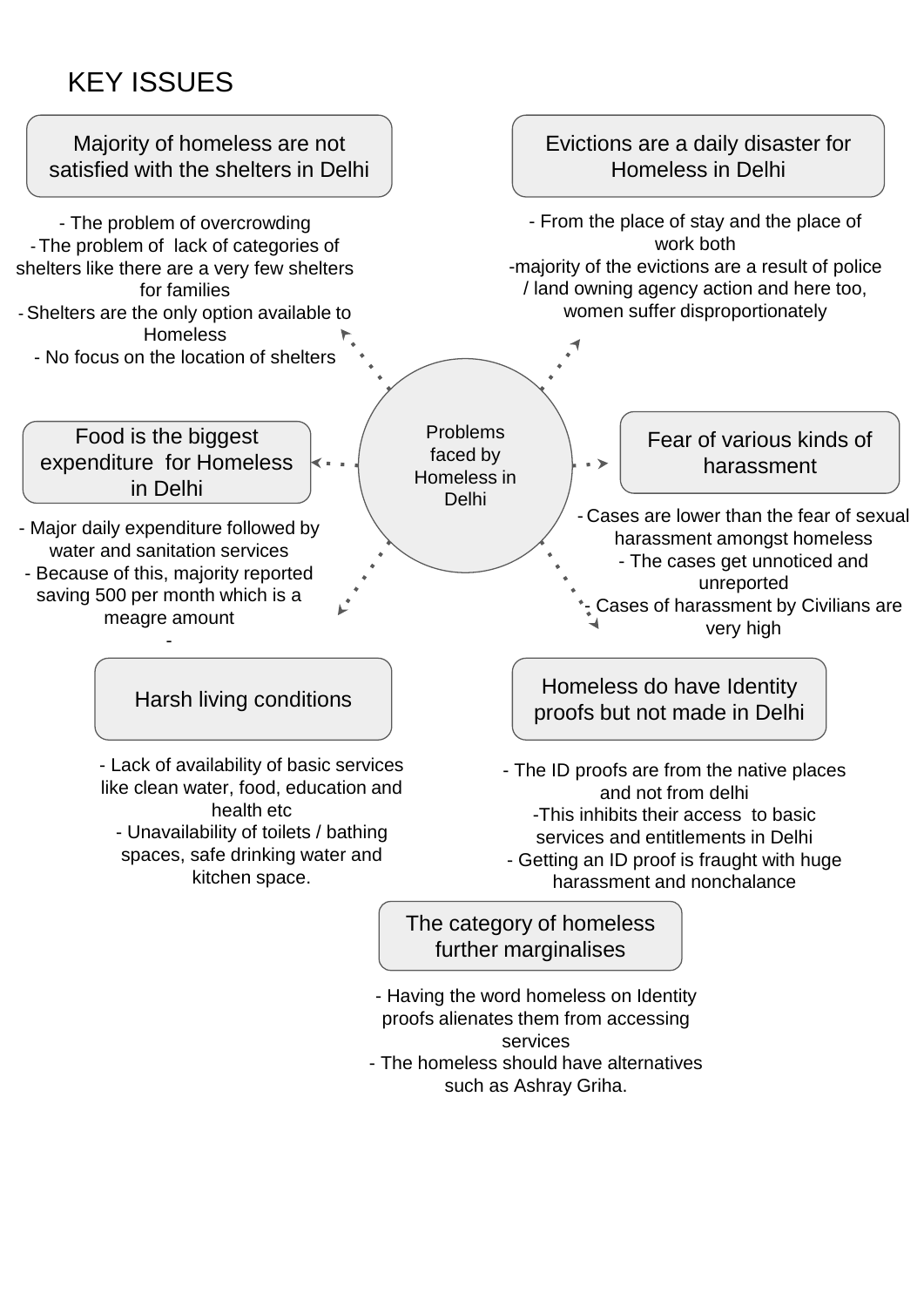# KEY ISSUES

**Problems faced by Homeless in Delhi**

## Majority of homeless are not satisfied with the shelters in Delhi

- The problem of overcrowding
- The problem of lack of categories of shelters like there are a very few shelters for families
- Shelters are the only option available to Homeless
- No focus on the location of shelters

## Evictions are a daily disaster for Homeless in Delhi

- From the place of stay and the place of work both
- majority of the evictions are a result of police / land owning agency action and here too, women suffer disproportionately

## Food is the biggest expenditure for Homeless in Delhi

- Major daily expenditure followed by water and sanitation services
- Because of this, majority reported saving 500 per month which is a meagre amount
-

## Fear of various kinds of harassment

- Cases are lower than the fear of sexual harassment amongst homeless
- The cases get unnoticed and unreported
- Cases of harassment by Civilians are very high

## Harsh living conditions

- Lack of availability of basic services like clean water, food, education and health etc
- Unavailability of toilets / bathing spaces, safe drinking water and kitchen space.

## Homeless do have Identity proofs but not made in Delhi

- The ID proofs are from the native places and not from delhi
- This inhibits their access to basic services and entitlements in Delhi
- Getting an ID proof is fraught with huge harassment and nonchalance

## The category of homeless further marginalises

- Having the word homeless on Identity proofs alienates them from accessing services
- The homeless should have alternatives such as Ashray Griha.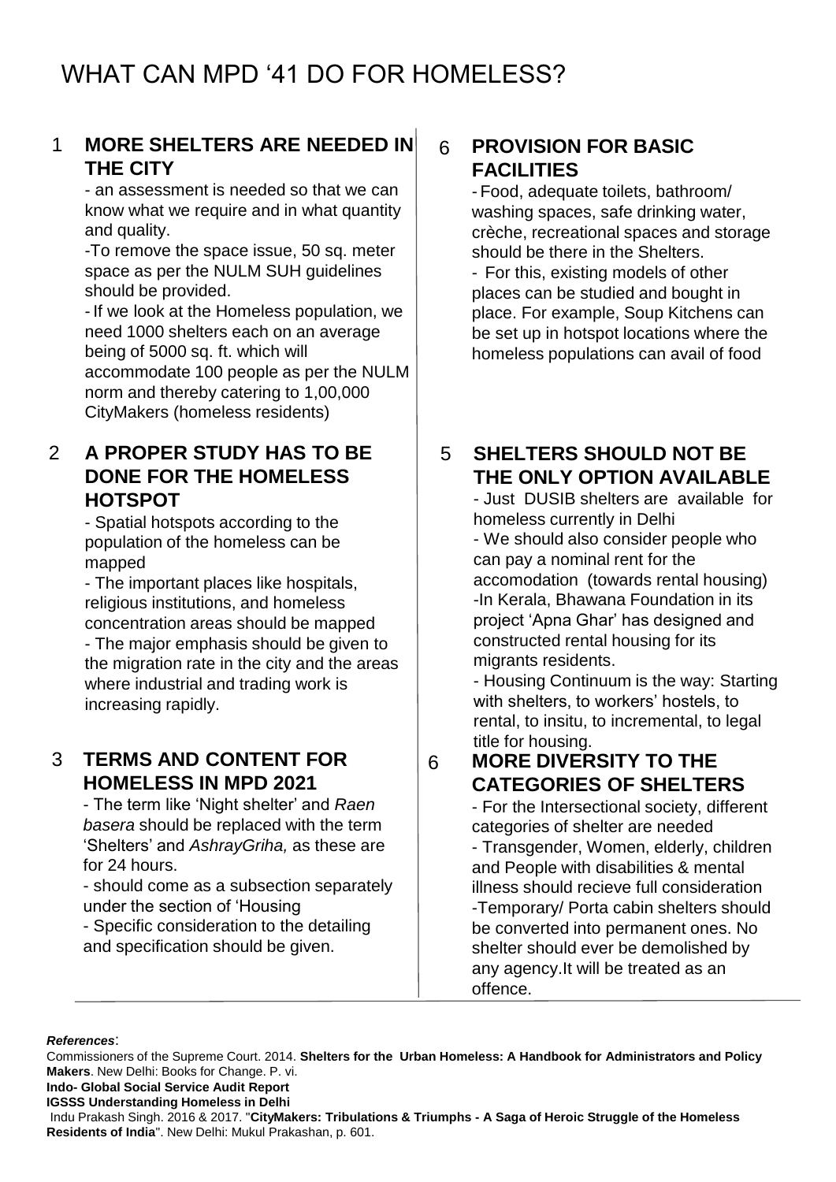# WHAT CAN MPD '41 DO FOR HOMELESS?

## 1 MORE SHELTERS ARE NEEDED IN THE CITY

- an assessment is needed so that we can know what we require and in what quantity and quality.

-To remove the space issue, 50 sq. meter space as per the NULM SUH guidelines should be provided.

- If we look at the Homeless population, we need 1000 shelters each on an average being of 5000 sq. ft. which will accommodate 100 people as per the NULM norm and thereby catering to 1,00,000 CityMakers (homeless residents)

## 2 A PROPER STUDY HAS TO BE DONE FOR THE HOMELESS HOTSPOT

- Spatial hotspots according to the population of the homeless can be mapped

- The important places like hospitals, religious institutions, and homeless concentration areas should be mapped

- The major emphasis should be given to the migration rate in the city and the areas where industrial and trading work is increasing rapidly.

## 3 TERMS AND CONTENT FOR HOMELESS IN MPD 2021

- The term like 'Night shelter' and *Raen basera* should be replaced with the term 'Shelters' and *AshrayGriha,* as these are for 24 hours.

- should come as a subsection separately under the section of 'Housing

- Specific consideration to the detailing and specification should be given.

## 6 PROVISION FOR BASIC FACILITIES

- Food, adequate toilets, bathroom/ washing spaces, safe drinking water, crèche, recreational spaces and storage should be there in the Shelters.

- For this, existing models of other places can be studied and bought in place. For example, Soup Kitchens can be set up in hotspot locations where the homeless populations can avail of food

## 5 SHELTERS SHOULD NOT BE THE ONLY OPTION AVAILABLE

- Just DUSIB shelters are available for homeless currently in Delhi

- We should also consider people who can pay a nominal rent for the accomodation (towards rental housing)

-In Kerala, Bhawana Foundation in its project 'Apna Ghar' has designed and constructed rental housing for its migrants residents.

- Housing Continuum is the way: Starting with shelters, to workers' hostels, to rental, to insitu, to incremental, to legal title for housing.

## 6 MORE DIVERSITY TO THE CATEGORIES OF SHELTERS

- For the Intersectional society, different categories of shelter are needed

- Transgender, Women, elderly, children and People with disabilities & mental illness should recieve full consideration

-Temporary/ Porta cabin shelters should be converted into permanent ones. No shelter should ever be demolished by any agency.It will be treated as an offence.

***References***:

Commissioners of the Supreme Court. 2014. **Shelters for the Urban Homeless: A Handbook for Administrators and Policy Makers**. New Delhi: Books for Change. P. vi.

**Indo- Global Social Service Audit Report**

**IGSSS Understanding Homeless in Delhi**

Indu Prakash Singh. 2016 & 2017. "**CityMakers: Tribulations & Triumphs - A Saga of Heroic Struggle of the Homeless Residents of India**". New Delhi: Mukul Prakashan, p. 601.